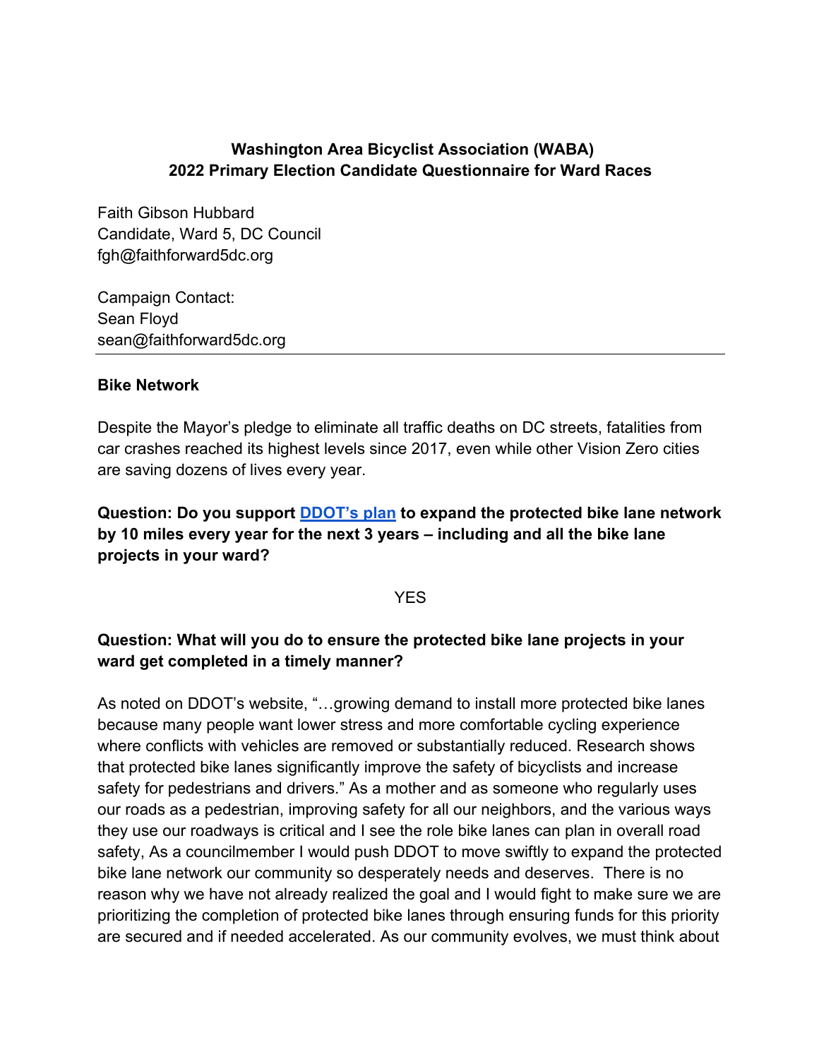**Washington Area Bicyclist Association (WABA)**
**2022 Primary Election Candidate Questionnaire for Ward Races**

Faith Gibson Hubbard
Candidate, Ward 5, DC Council
fgh@faithforward5dc.org

Campaign Contact:
Sean Floyd
sean@faithforward5dc.org

---

**Bike Network**

Despite the Mayor's pledge to eliminate all traffic deaths on DC streets, fatalities from car crashes reached its highest levels since 2017, even while other Vision Zero cities are saving dozens of lives every year.

**Question: Do you support DDOT's plan to expand the protected bike lane network by 10 miles every year for the next 3 years – including and all the bike lane projects in your ward?**

YES

**Question: What will you do to ensure the protected bike lane projects in your ward get completed in a timely manner?**

As noted on DDOT's website, "…growing demand to install more protected bike lanes because many people want lower stress and more comfortable cycling experience where conflicts with vehicles are removed or substantially reduced. Research shows that protected bike lanes significantly improve the safety of bicyclists and increase safety for pedestrians and drivers." As a mother and as someone who regularly uses our roads as a pedestrian, improving safety for all our neighbors, and the various ways they use our roadways is critical and I see the role bike lanes can plan in overall road safety, As a councilmember I would push DDOT to move swiftly to expand the protected bike lane network our community so desperately needs and deserves. There is no reason why we have not already realized the goal and I would fight to make sure we are prioritizing the completion of protected bike lanes through ensuring funds for this priority are secured and if needed accelerated. As our community evolves, we must think about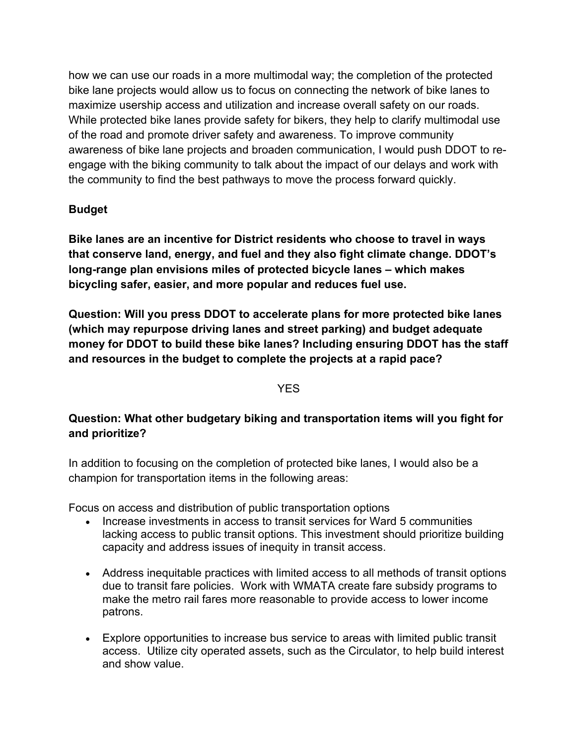how we can use our roads in a more multimodal way; the completion of the protected bike lane projects would allow us to focus on connecting the network of bike lanes to maximize usership access and utilization and increase overall safety on our roads. While protected bike lanes provide safety for bikers, they help to clarify multimodal use of the road and promote driver safety and awareness. To improve community awareness of bike lane projects and broaden communication, I would push DDOT to re-engage with the biking community to talk about the impact of our delays and work with the community to find the best pathways to move the process forward quickly.

**Budget**

**Bike lanes are an incentive for District residents who choose to travel in ways that conserve land, energy, and fuel and they also fight climate change. DDOT's long-range plan envisions miles of protected bicycle lanes – which makes bicycling safer, easier, and more popular and reduces fuel use.**

**Question: Will you press DDOT to accelerate plans for more protected bike lanes (which may repurpose driving lanes and street parking) and budget adequate money for DDOT to build these bike lanes? Including ensuring DDOT has the staff and resources in the budget to complete the projects at a rapid pace?**

YES

**Question: What other budgetary biking and transportation items will you fight for and prioritize?**

In addition to focusing on the completion of protected bike lanes, I would also be a champion for transportation items in the following areas:

Focus on access and distribution of public transportation options

- Increase investments in access to transit services for Ward 5 communities lacking access to public transit options. This investment should prioritize building capacity and address issues of inequity in transit access.

- Address inequitable practices with limited access to all methods of transit options due to transit fare policies. Work with WMATA create fare subsidy programs to make the metro rail fares more reasonable to provide access to lower income patrons.

- Explore opportunities to increase bus service to areas with limited public transit access. Utilize city operated assets, such as the Circulator, to help build interest and show value.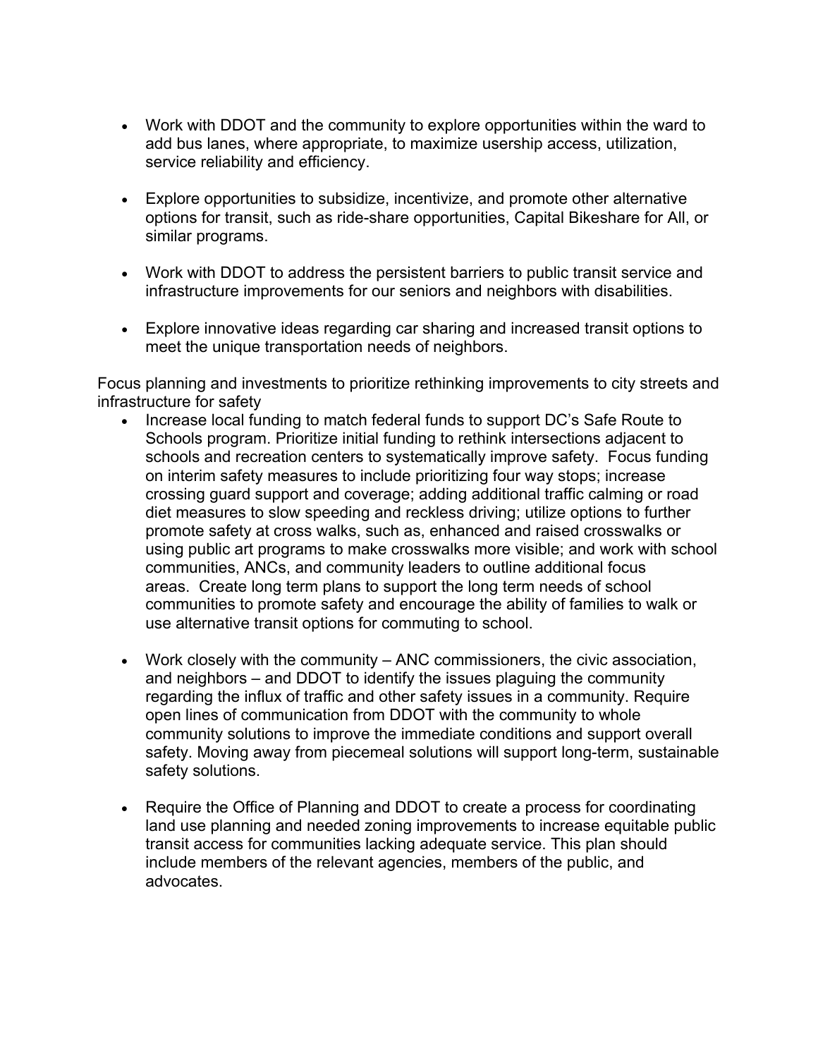- Work with DDOT and the community to explore opportunities within the ward to add bus lanes, where appropriate, to maximize usership access, utilization, service reliability and efficiency.

- Explore opportunities to subsidize, incentivize, and promote other alternative options for transit, such as ride-share opportunities, Capital Bikeshare for All, or similar programs.

- Work with DDOT to address the persistent barriers to public transit service and infrastructure improvements for our seniors and neighbors with disabilities.

- Explore innovative ideas regarding car sharing and increased transit options to meet the unique transportation needs of neighbors.

Focus planning and investments to prioritize rethinking improvements to city streets and infrastructure for safety

- Increase local funding to match federal funds to support DC's Safe Route to Schools program. Prioritize initial funding to rethink intersections adjacent to schools and recreation centers to systematically improve safety. Focus funding on interim safety measures to include prioritizing four way stops; increase crossing guard support and coverage; adding additional traffic calming or road diet measures to slow speeding and reckless driving; utilize options to further promote safety at cross walks, such as, enhanced and raised crosswalks or using public art programs to make crosswalks more visible; and work with school communities, ANCs, and community leaders to outline additional focus areas. Create long term plans to support the long term needs of school communities to promote safety and encourage the ability of families to walk or use alternative transit options for commuting to school.

- Work closely with the community – ANC commissioners, the civic association, and neighbors – and DDOT to identify the issues plaguing the community regarding the influx of traffic and other safety issues in a community. Require open lines of communication from DDOT with the community to whole community solutions to improve the immediate conditions and support overall safety. Moving away from piecemeal solutions will support long-term, sustainable safety solutions.

- Require the Office of Planning and DDOT to create a process for coordinating land use planning and needed zoning improvements to increase equitable public transit access for communities lacking adequate service. This plan should include members of the relevant agencies, members of the public, and advocates.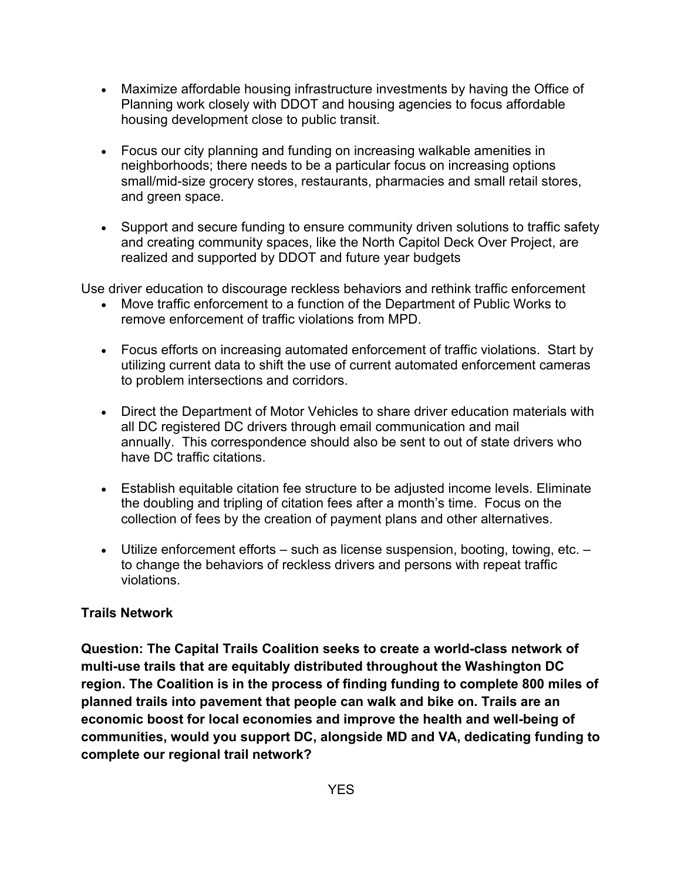- Maximize affordable housing infrastructure investments by having the Office of Planning work closely with DDOT and housing agencies to focus affordable housing development close to public transit.

- Focus our city planning and funding on increasing walkable amenities in neighborhoods; there needs to be a particular focus on increasing options small/mid-size grocery stores, restaurants, pharmacies and small retail stores, and green space.

- Support and secure funding to ensure community driven solutions to traffic safety and creating community spaces, like the North Capitol Deck Over Project, are realized and supported by DDOT and future year budgets

Use driver education to discourage reckless behaviors and rethink traffic enforcement

- Move traffic enforcement to a function of the Department of Public Works to remove enforcement of traffic violations from MPD.

- Focus efforts on increasing automated enforcement of traffic violations. Start by utilizing current data to shift the use of current automated enforcement cameras to problem intersections and corridors.

- Direct the Department of Motor Vehicles to share driver education materials with all DC registered DC drivers through email communication and mail annually. This correspondence should also be sent to out of state drivers who have DC traffic citations.

- Establish equitable citation fee structure to be adjusted income levels. Eliminate the doubling and tripling of citation fees after a month's time. Focus on the collection of fees by the creation of payment plans and other alternatives.

- Utilize enforcement efforts – such as license suspension, booting, towing, etc. – to change the behaviors of reckless drivers and persons with repeat traffic violations.

**Trails Network**

**Question: The Capital Trails Coalition seeks to create a world-class network of multi-use trails that are equitably distributed throughout the Washington DC region. The Coalition is in the process of finding funding to complete 800 miles of planned trails into pavement that people can walk and bike on. Trails are an economic boost for local economies and improve the health and well-being of communities, would you support DC, alongside MD and VA, dedicating funding to complete our regional trail network?**

YES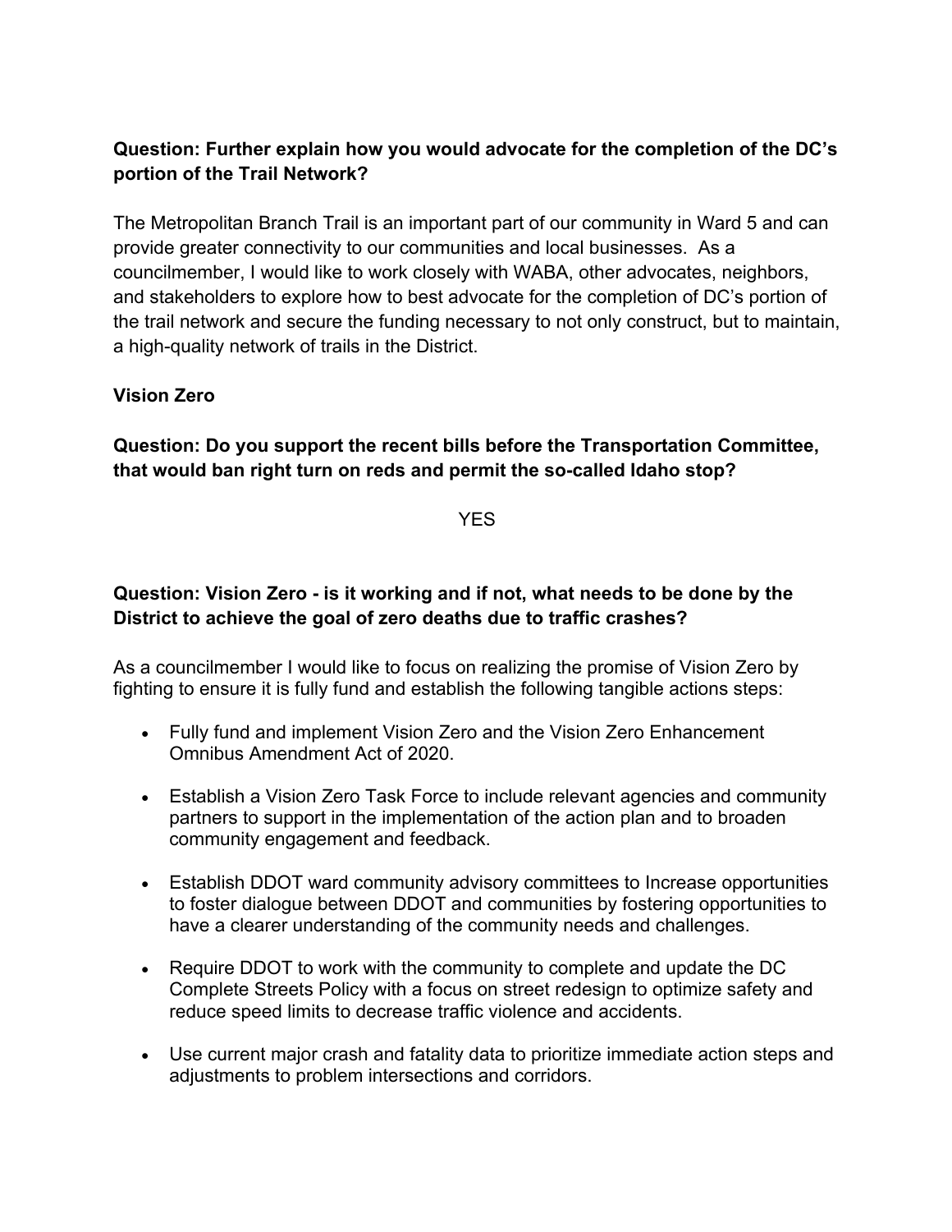**Question: Further explain how you would advocate for the completion of the DC's portion of the Trail Network?**

The Metropolitan Branch Trail is an important part of our community in Ward 5 and can provide greater connectivity to our communities and local businesses. As a councilmember, I would like to work closely with WABA, other advocates, neighbors, and stakeholders to explore how to best advocate for the completion of DC's portion of the trail network and secure the funding necessary to not only construct, but to maintain, a high-quality network of trails in the District.

**Vision Zero**

**Question: Do you support the recent bills before the Transportation Committee, that would ban right turn on reds and permit the so-called Idaho stop?**

YES

**Question: Vision Zero - is it working and if not, what needs to be done by the District to achieve the goal of zero deaths due to traffic crashes?**

As a councilmember I would like to focus on realizing the promise of Vision Zero by fighting to ensure it is fully fund and establish the following tangible actions steps:

- Fully fund and implement Vision Zero and the Vision Zero Enhancement Omnibus Amendment Act of 2020.
- Establish a Vision Zero Task Force to include relevant agencies and community partners to support in the implementation of the action plan and to broaden community engagement and feedback.
- Establish DDOT ward community advisory committees to Increase opportunities to foster dialogue between DDOT and communities by fostering opportunities to have a clearer understanding of the community needs and challenges.
- Require DDOT to work with the community to complete and update the DC Complete Streets Policy with a focus on street redesign to optimize safety and reduce speed limits to decrease traffic violence and accidents.
- Use current major crash and fatality data to prioritize immediate action steps and adjustments to problem intersections and corridors.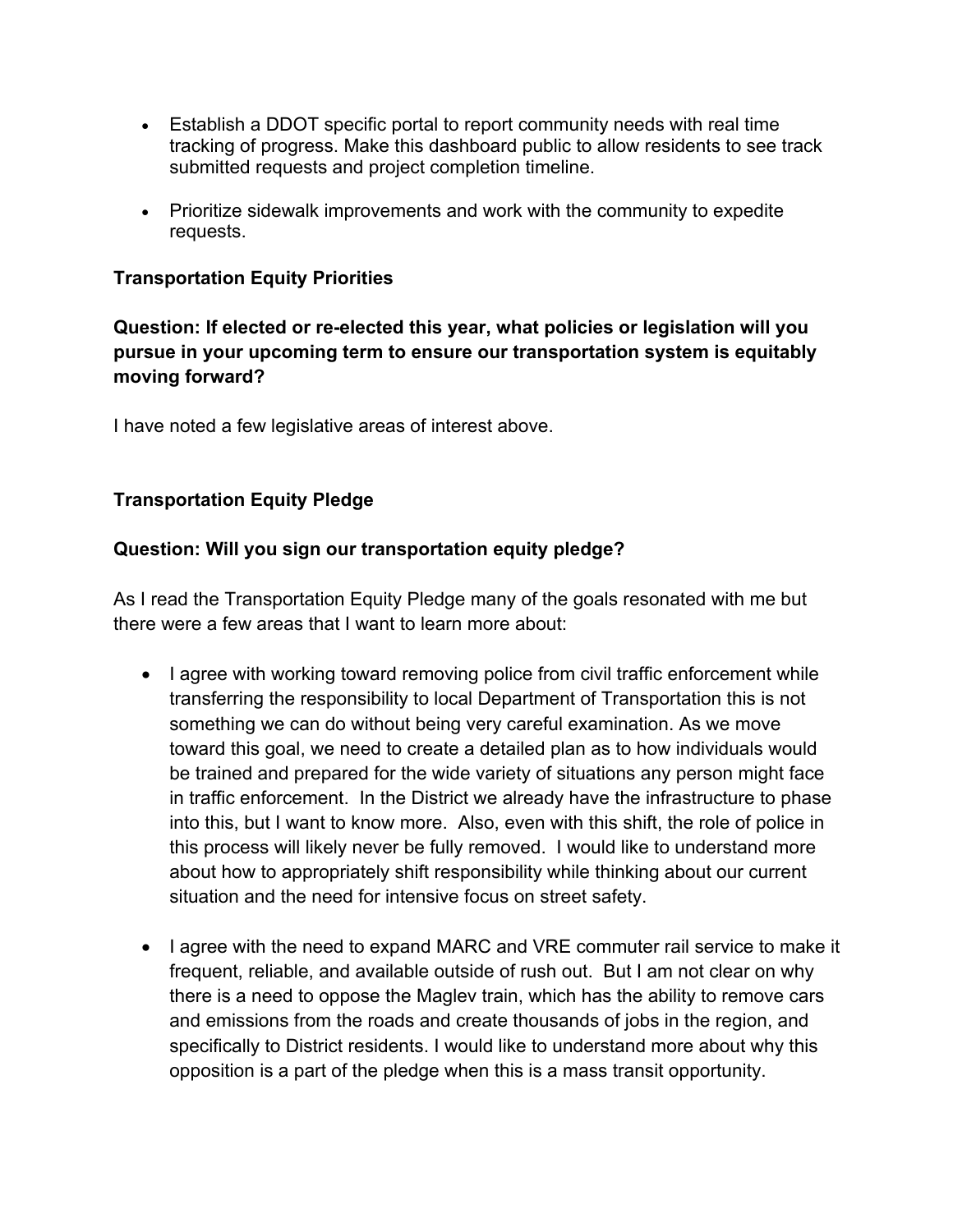- Establish a DDOT specific portal to report community needs with real time tracking of progress. Make this dashboard public to allow residents to see track submitted requests and project completion timeline.

- Prioritize sidewalk improvements and work with the community to expedite requests.

**Transportation Equity Priorities**

**Question: If elected or re-elected this year, what policies or legislation will you pursue in your upcoming term to ensure our transportation system is equitably moving forward?**

I have noted a few legislative areas of interest above.

**Transportation Equity Pledge**

**Question: Will you sign our transportation equity pledge?**

As I read the Transportation Equity Pledge many of the goals resonated with me but there were a few areas that I want to learn more about:

- I agree with working toward removing police from civil traffic enforcement while transferring the responsibility to local Department of Transportation this is not something we can do without being very careful examination. As we move toward this goal, we need to create a detailed plan as to how individuals would be trained and prepared for the wide variety of situations any person might face in traffic enforcement. In the District we already have the infrastructure to phase into this, but I want to know more. Also, even with this shift, the role of police in this process will likely never be fully removed. I would like to understand more about how to appropriately shift responsibility while thinking about our current situation and the need for intensive focus on street safety.

- I agree with the need to expand MARC and VRE commuter rail service to make it frequent, reliable, and available outside of rush out. But I am not clear on why there is a need to oppose the Maglev train, which has the ability to remove cars and emissions from the roads and create thousands of jobs in the region, and specifically to District residents. I would like to understand more about why this opposition is a part of the pledge when this is a mass transit opportunity.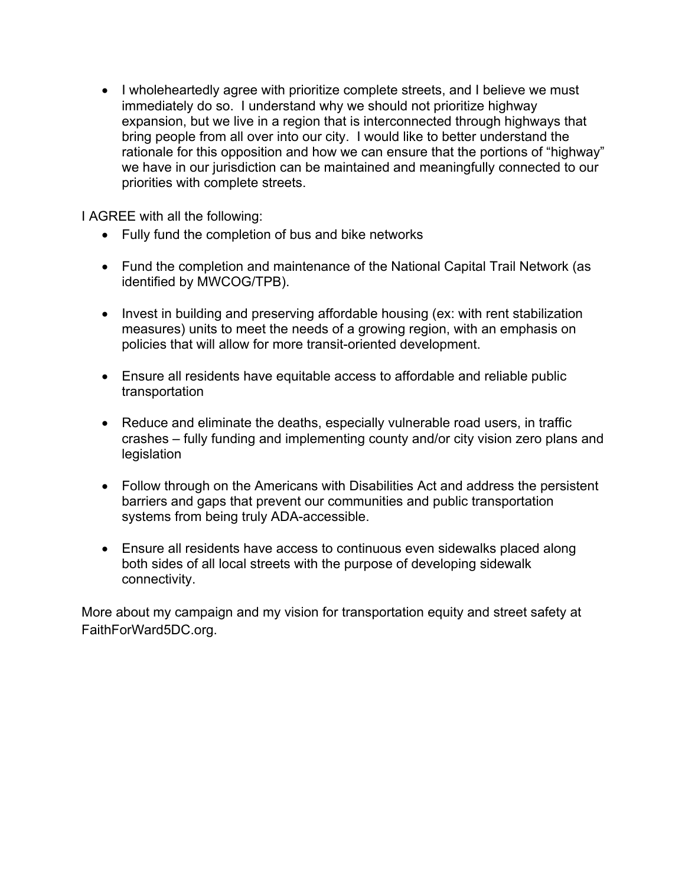- I wholeheartedly agree with prioritize complete streets, and I believe we must immediately do so. I understand why we should not prioritize highway expansion, but we live in a region that is interconnected through highways that bring people from all over into our city. I would like to better understand the rationale for this opposition and how we can ensure that the portions of "highway" we have in our jurisdiction can be maintained and meaningfully connected to our priorities with complete streets.

I AGREE with all the following:

- Fully fund the completion of bus and bike networks

- Fund the completion and maintenance of the National Capital Trail Network (as identified by MWCOG/TPB).

- Invest in building and preserving affordable housing (ex: with rent stabilization measures) units to meet the needs of a growing region, with an emphasis on policies that will allow for more transit-oriented development.

- Ensure all residents have equitable access to affordable and reliable public transportation

- Reduce and eliminate the deaths, especially vulnerable road users, in traffic crashes – fully funding and implementing county and/or city vision zero plans and legislation

- Follow through on the Americans with Disabilities Act and address the persistent barriers and gaps that prevent our communities and public transportation systems from being truly ADA-accessible.

- Ensure all residents have access to continuous even sidewalks placed along both sides of all local streets with the purpose of developing sidewalk connectivity.

More about my campaign and my vision for transportation equity and street safety at FaithForWard5DC.org.